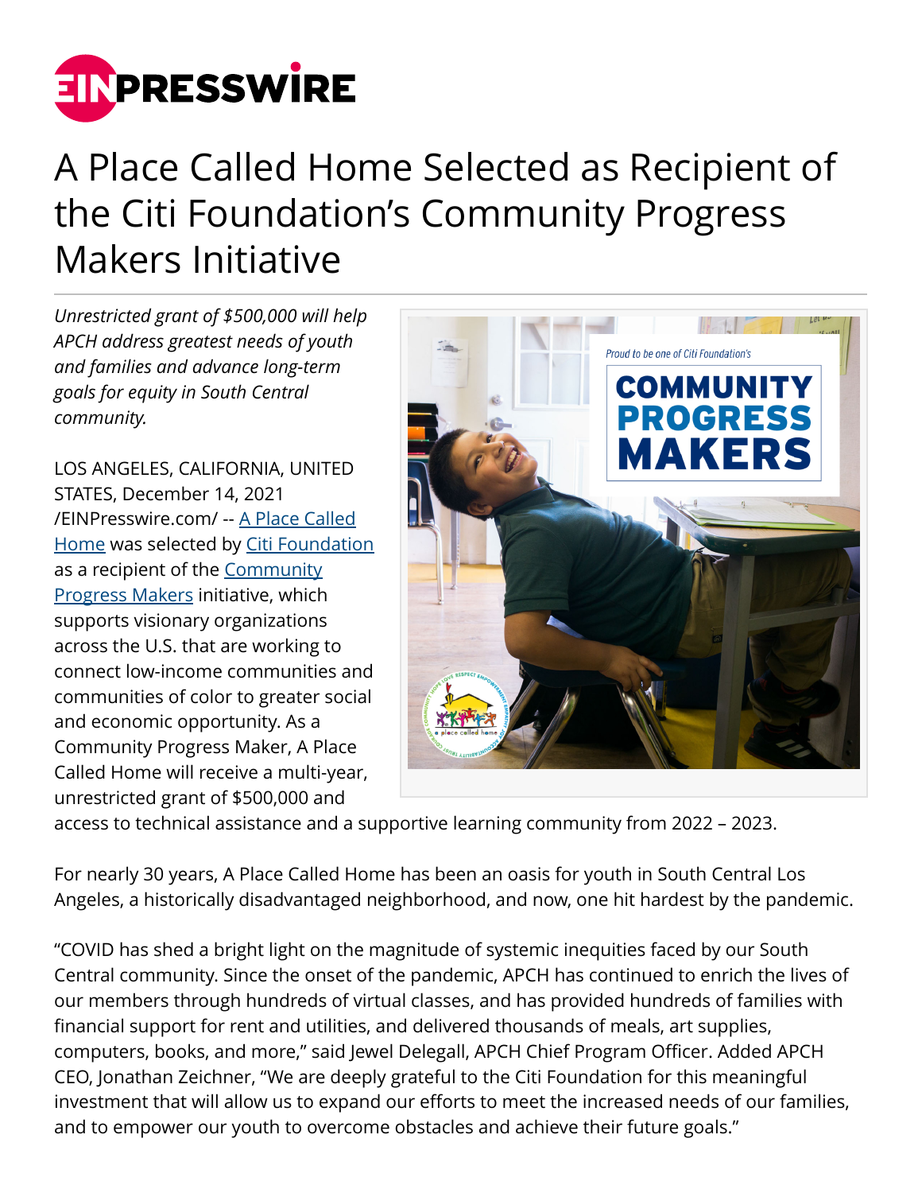# A Place Called Home Selected as Recipient of the Citi Foundation's Community Progress Makers Initiative

*Unrestricted grant of $500,000 will help APCH address greatest needs of youth and families and advance long-term goals for equity in South Central community.*

LOS ANGELES, CALIFORNIA, UNITED STATES, December 14, 2021 /EINPresswire.com/ -- A Place Called Home was selected by Citi Foundation as a recipient of the Community Progress Makers initiative, which supports visionary organizations across the U.S. that are working to connect low-income communities and communities of color to greater social and economic opportunity. As a Community Progress Maker, A Place Called Home will receive a multi-year, unrestricted grant of $500,000 and access to technical assistance and a supportive learning community from 2022 – 2023.

For nearly 30 years, A Place Called Home has been an oasis for youth in South Central Los Angeles, a historically disadvantaged neighborhood, and now, one hit hardest by the pandemic.

"COVID has shed a bright light on the magnitude of systemic inequities faced by our South Central community. Since the onset of the pandemic, APCH has continued to enrich the lives of our members through hundreds of virtual classes, and has provided hundreds of families with financial support for rent and utilities, and delivered thousands of meals, art supplies, computers, books, and more," said Jewel Delegall, APCH Chief Program Officer. Added APCH CEO, Jonathan Zeichner, "We are deeply grateful to the Citi Foundation for this meaningful investment that will allow us to expand our efforts to meet the increased needs of our families, and to empower our youth to overcome obstacles and achieve their future goals."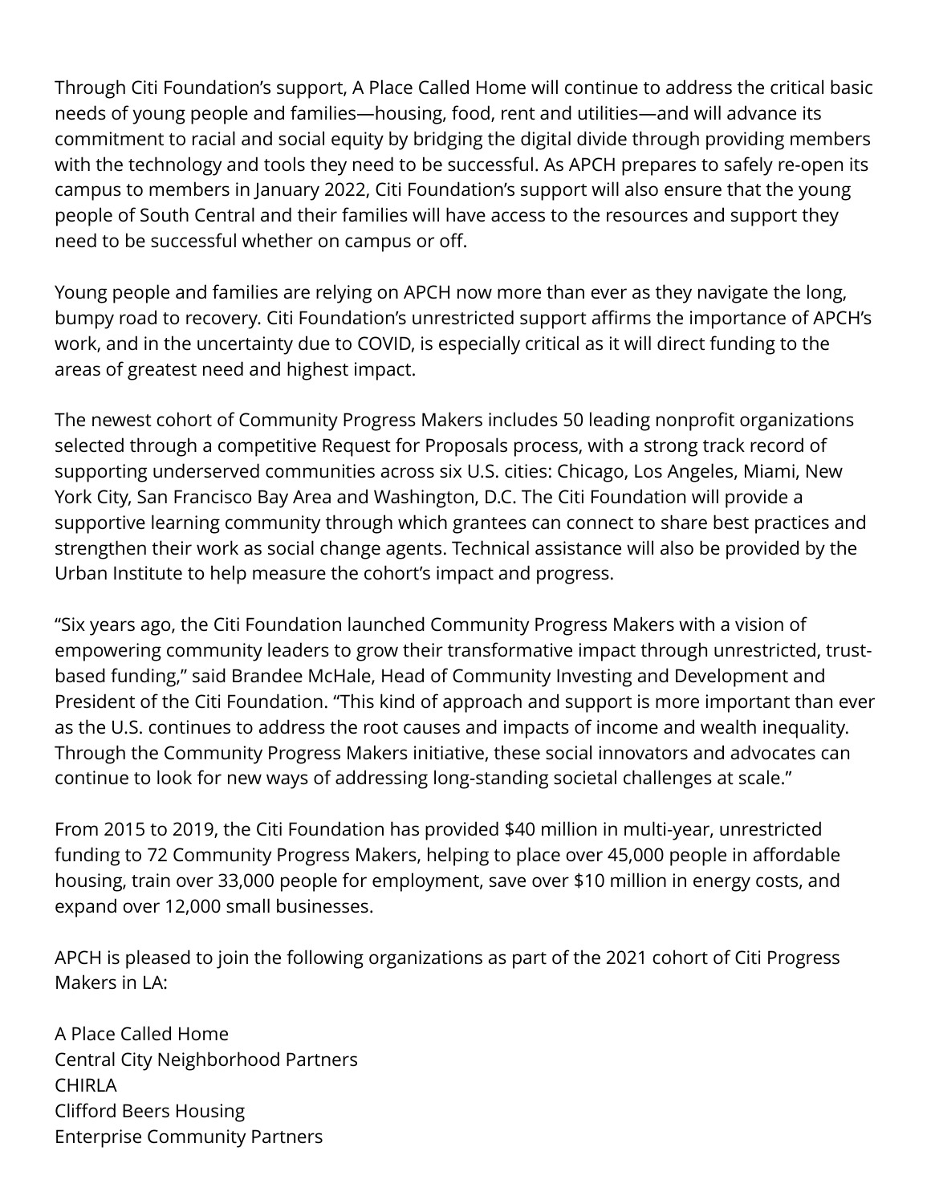Through Citi Foundation's support, A Place Called Home will continue to address the critical basic needs of young people and families—housing, food, rent and utilities—and will advance its commitment to racial and social equity by bridging the digital divide through providing members with the technology and tools they need to be successful. As APCH prepares to safely re-open its campus to members in January 2022, Citi Foundation's support will also ensure that the young people of South Central and their families will have access to the resources and support they need to be successful whether on campus or off.

Young people and families are relying on APCH now more than ever as they navigate the long, bumpy road to recovery. Citi Foundation's unrestricted support affirms the importance of APCH's work, and in the uncertainty due to COVID, is especially critical as it will direct funding to the areas of greatest need and highest impact.

The newest cohort of Community Progress Makers includes 50 leading nonprofit organizations selected through a competitive Request for Proposals process, with a strong track record of supporting underserved communities across six U.S. cities: Chicago, Los Angeles, Miami, New York City, San Francisco Bay Area and Washington, D.C. The Citi Foundation will provide a supportive learning community through which grantees can connect to share best practices and strengthen their work as social change agents. Technical assistance will also be provided by the Urban Institute to help measure the cohort's impact and progress.

"Six years ago, the Citi Foundation launched Community Progress Makers with a vision of empowering community leaders to grow their transformative impact through unrestricted, trust-based funding," said Brandee McHale, Head of Community Investing and Development and President of the Citi Foundation. "This kind of approach and support is more important than ever as the U.S. continues to address the root causes and impacts of income and wealth inequality. Through the Community Progress Makers initiative, these social innovators and advocates can continue to look for new ways of addressing long-standing societal challenges at scale."

From 2015 to 2019, the Citi Foundation has provided $40 million in multi-year, unrestricted funding to 72 Community Progress Makers, helping to place over 45,000 people in affordable housing, train over 33,000 people for employment, save over $10 million in energy costs, and expand over 12,000 small businesses.

APCH is pleased to join the following organizations as part of the 2021 cohort of Citi Progress Makers in LA:

A Place Called Home
Central City Neighborhood Partners
CHIRLA
Clifford Beers Housing
Enterprise Community Partners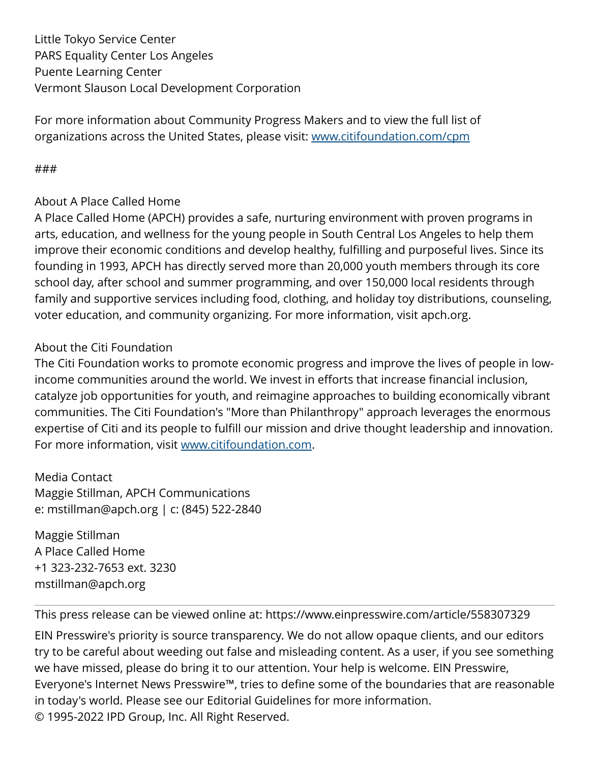Little Tokyo Service Center
PARS Equality Center Los Angeles
Puente Learning Center
Vermont Slauson Local Development Corporation

For more information about Community Progress Makers and to view the full list of organizations across the United States, please visit: [www.citifoundation.com/cpm](www.citifoundation.com/cpm)

###

About A Place Called Home
A Place Called Home (APCH) provides a safe, nurturing environment with proven programs in arts, education, and wellness for the young people in South Central Los Angeles to help them improve their economic conditions and develop healthy, fulfilling and purposeful lives. Since its founding in 1993, APCH has directly served more than 20,000 youth members through its core school day, after school and summer programming, and over 150,000 local residents through family and supportive services including food, clothing, and holiday toy distributions, counseling, voter education, and community organizing. For more information, visit apch.org.

About the Citi Foundation
The Citi Foundation works to promote economic progress and improve the lives of people in low-income communities around the world. We invest in efforts that increase financial inclusion, catalyze job opportunities for youth, and reimagine approaches to building economically vibrant communities. The Citi Foundation's "More than Philanthropy" approach leverages the enormous expertise of Citi and its people to fulfill our mission and drive thought leadership and innovation. For more information, visit [www.citifoundation.com](www.citifoundation.com).

Media Contact
Maggie Stillman, APCH Communications
e: mstillman@apch.org | c: (845) 522-2840

Maggie Stillman
A Place Called Home
+1 323-232-7653 ext. 3230
mstillman@apch.org

---

This press release can be viewed online at: https://www.einpresswire.com/article/558307329

EIN Presswire's priority is source transparency. We do not allow opaque clients, and our editors try to be careful about weeding out false and misleading content. As a user, if you see something we have missed, please do bring it to our attention. Your help is welcome. EIN Presswire, Everyone's Internet News Presswire™, tries to define some of the boundaries that are reasonable in today's world. Please see our Editorial Guidelines for more information.
© 1995-2022 IPD Group, Inc. All Right Reserved.